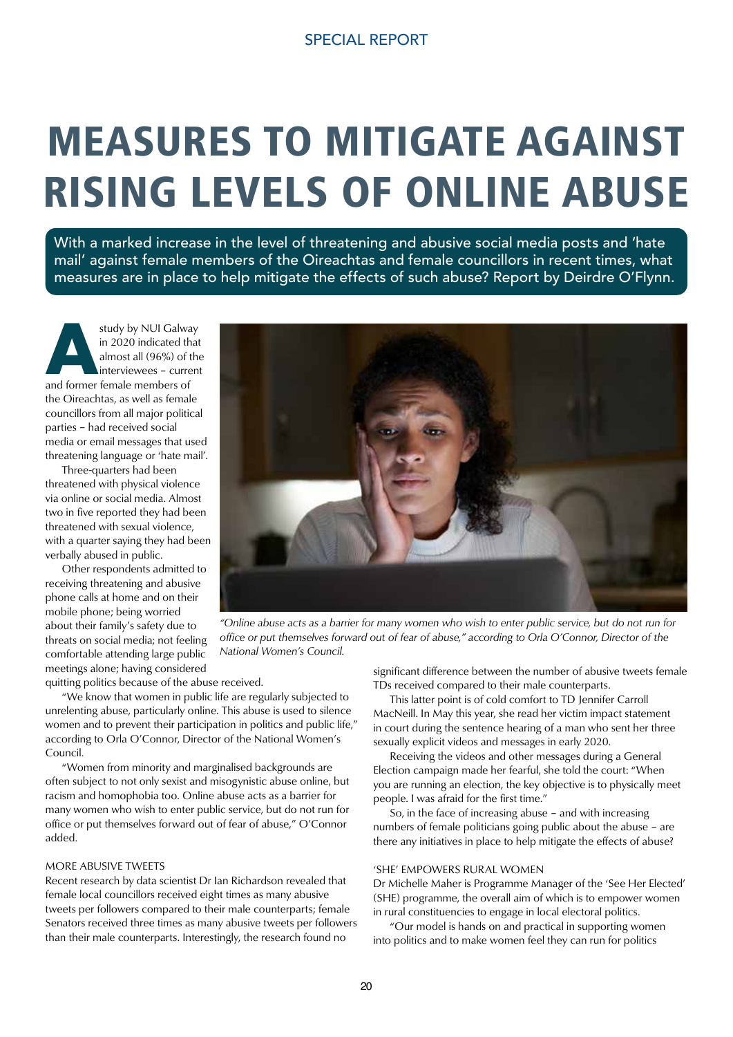SPECIAL REPORT

# MEASURES TO MITIGATE AGAINST RISING LEVELS OF ONLINE ABUSE

With a marked increase in the level of threatening and abusive social media posts and 'hate mail' against female members of the Oireachtas and female councillors in recent times, what measures are in place to help mitigate the effects of such abuse? Report by Deirdre O'Flynn.

A study by NUI Galway in 2020 indicated that almost all (96%) of the interviewees – current and former female members of the Oireachtas, as well as female councillors from all major political parties – had received social media or email messages that used threatening language or 'hate mail'.

Three-quarters had been threatened with physical violence via online or social media. Almost two in five reported they had been threatened with sexual violence, with a quarter saying they had been verbally abused in public.

Other respondents admitted to receiving threatening and abusive phone calls at home and on their mobile phone; being worried about their family's safety due to threats on social media; not feeling comfortable attending large public meetings alone; having considered quitting politics because of the abuse received.

"We know that women in public life are regularly subjected to unrelenting abuse, particularly online. This abuse is used to silence women and to prevent their participation in politics and public life," according to Orla O'Connor, Director of the National Women's Council.

"Women from minority and marginalised backgrounds are often subject to not only sexist and misogynistic abuse online, but racism and homophobia too. Online abuse acts as a barrier for many women who wish to enter public service, but do not run for office or put themselves forward out of fear of abuse," O'Connor added.

*"Online abuse acts as a barrier for many women who wish to enter public service, but do not run for office or put themselves forward out of fear of abuse," according to Orla O'Connor, Director of the National Women's Council.*

## MORE ABUSIVE TWEETS

Recent research by data scientist Dr Ian Richardson revealed that female local councillors received eight times as many abusive tweets per followers compared to their male counterparts; female Senators received three times as many abusive tweets per followers than their male counterparts. Interestingly, the research found no significant difference between the number of abusive tweets female TDs received compared to their male counterparts.

This latter point is of cold comfort to TD Jennifer Carroll MacNeill. In May this year, she read her victim impact statement in court during the sentence hearing of a man who sent her three sexually explicit videos and messages in early 2020.

Receiving the videos and other messages during a General Election campaign made her fearful, she told the court: "When you are running an election, the key objective is to physically meet people. I was afraid for the first time."

So, in the face of increasing abuse – and with increasing numbers of female politicians going public about the abuse – are there any initiatives in place to help mitigate the effects of abuse?

## 'SHE' EMPOWERS RURAL WOMEN

Dr Michelle Maher is Programme Manager of the 'See Her Elected' (SHE) programme, the overall aim of which is to empower women in rural constituencies to engage in local electoral politics.

"Our model is hands on and practical in supporting women into politics and to make women feel they can run for politics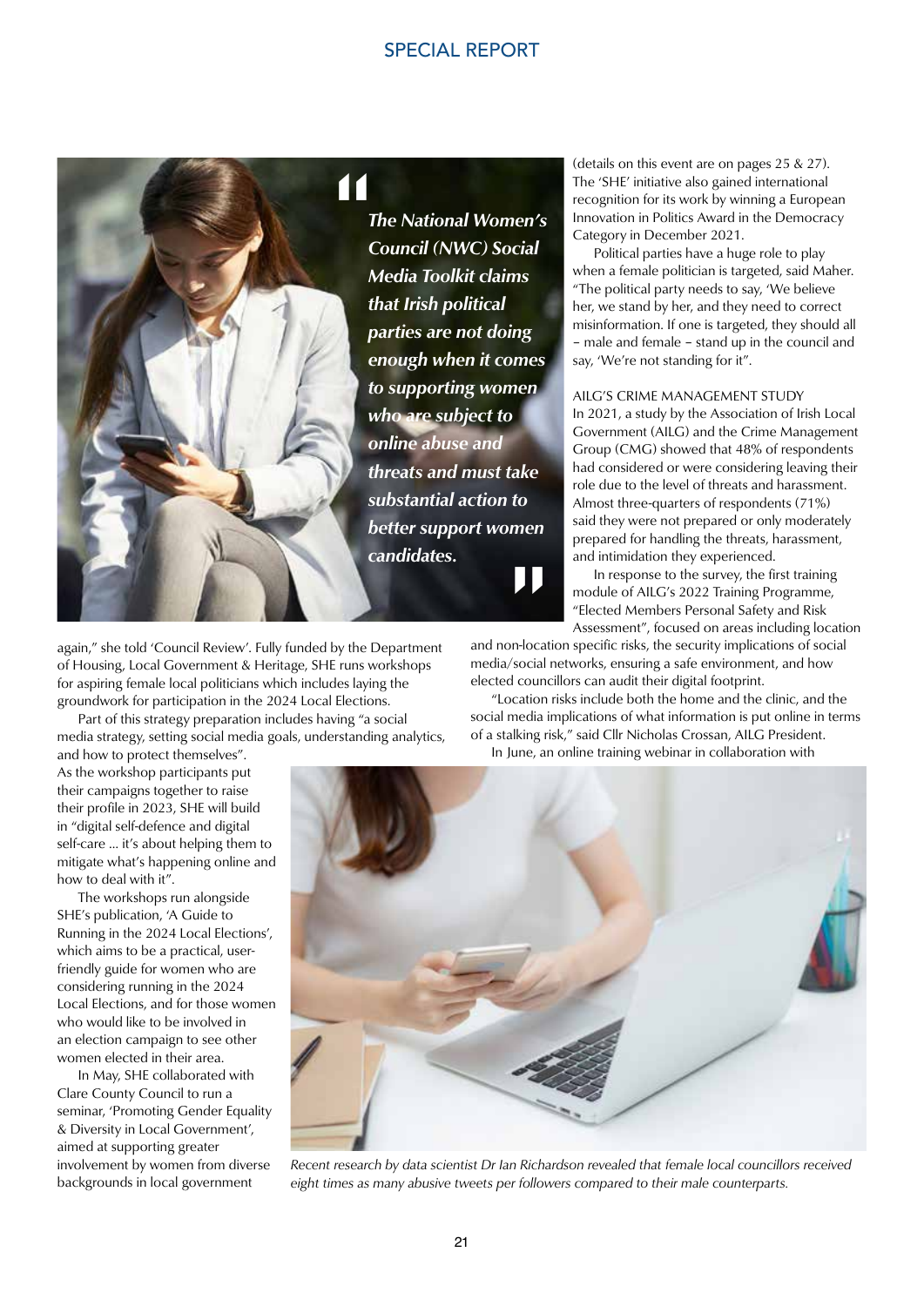> *The National Women's Council (NWC) Social Media Toolkit claims that Irish political parties are not doing enough when it comes to supporting women who are subject to online abuse and threats and must take substantial action to better support women candidates.*

again," she told 'Council Review'. Fully funded by the Department of Housing, Local Government & Heritage, SHE runs workshops for aspiring female local politicians which includes laying the groundwork for participation in the 2024 Local Elections.

Part of this strategy preparation includes having "a social media strategy, setting social media goals, understanding analytics, and how to protect themselves". As the workshop participants put their campaigns together to raise their profile in 2023, SHE will build in "digital self-defence and digital self-care ... it's about helping them to mitigate what's happening online and how to deal with it".

The workshops run alongside SHE's publication, 'A Guide to Running in the 2024 Local Elections', which aims to be a practical, user-friendly guide for women who are considering running in the 2024 Local Elections, and for those women who would like to be involved in an election campaign to see other women elected in their area.

In May, SHE collaborated with Clare County Council to run a seminar, 'Promoting Gender Equality & Diversity in Local Government', aimed at supporting greater involvement by women from diverse backgrounds in local government (details on this event are on pages 25 & 27). The 'SHE' initiative also gained international recognition for its work by winning a European Innovation in Politics Award in the Democracy Category in December 2021.

Political parties have a huge role to play when a female politician is targeted, said Maher. "The political party needs to say, 'We believe her, we stand by her, and they need to correct misinformation. If one is targeted, they should all – male and female – stand up in the council and say, 'We're not standing for it".

## AILG'S CRIME MANAGEMENT STUDY

In 2021, a study by the Association of Irish Local Government (AILG) and the Crime Management Group (CMG) showed that 48% of respondents had considered or were considering leaving their role due to the level of threats and harassment. Almost three-quarters of respondents (71%) said they were not prepared or only moderately prepared for handling the threats, harassment, and intimidation they experienced.

In response to the survey, the first training module of AILG's 2022 Training Programme, "Elected Members Personal Safety and Risk Assessment", focused on areas including location and non-location specific risks, the security implications of social media/social networks, ensuring a safe environment, and how elected councillors can audit their digital footprint.

"Location risks include both the home and the clinic, and the social media implications of what information is put online in terms of a stalking risk," said Cllr Nicholas Crossan, AILG President.

In June, an online training webinar in collaboration with

*Recent research by data scientist Dr Ian Richardson revealed that female local councillors received eight times as many abusive tweets per followers compared to their male counterparts.*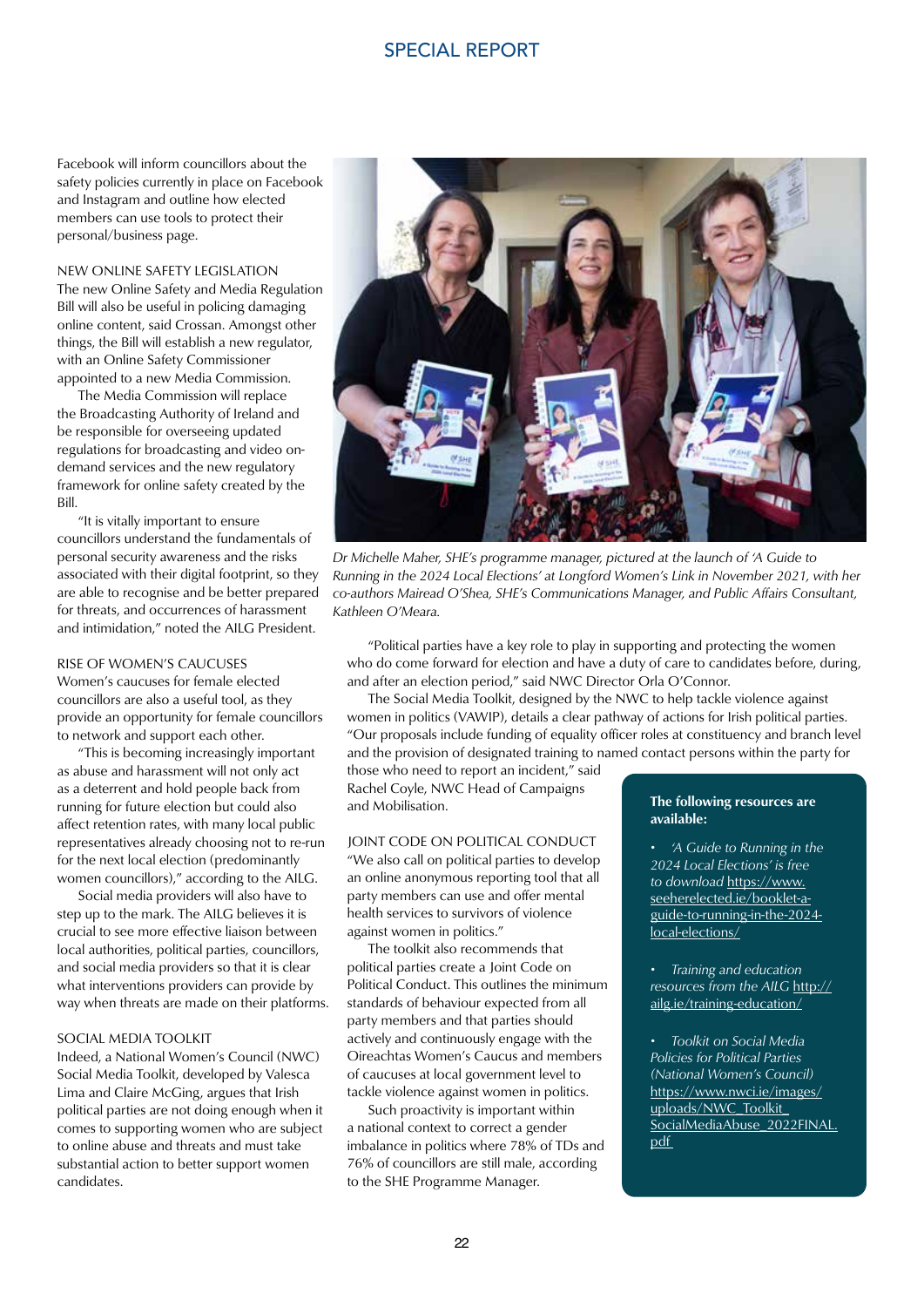Facebook will inform councillors about the safety policies currently in place on Facebook and Instagram and outline how elected members can use tools to protect their personal/business page.

## NEW ONLINE SAFETY LEGISLATION

The new Online Safety and Media Regulation Bill will also be useful in policing damaging online content, said Crossan. Amongst other things, the Bill will establish a new regulator, with an Online Safety Commissioner appointed to a new Media Commission.

The Media Commission will replace the Broadcasting Authority of Ireland and be responsible for overseeing updated regulations for broadcasting and video on-demand services and the new regulatory framework for online safety created by the Bill.

"It is vitally important to ensure councillors understand the fundamentals of personal security awareness and the risks associated with their digital footprint, so they are able to recognise and be better prepared for threats, and occurrences of harassment and intimidation," noted the AILG President.

## RISE OF WOMEN'S CAUCUSES

Women's caucuses for female elected councillors are also a useful tool, as they provide an opportunity for female councillors to network and support each other.

"This is becoming increasingly important as abuse and harassment will not only act as a deterrent and hold people back from running for future election but could also affect retention rates, with many local public representatives already choosing not to re-run for the next local election (predominantly women councillors)," according to the AILG.

Social media providers will also have to step up to the mark. The AILG believes it is crucial to see more effective liaison between local authorities, political parties, councillors, and social media providers so that it is clear what interventions providers can provide by way when threats are made on their platforms.

## SOCIAL MEDIA TOOLKIT

Indeed, a National Women's Council (NWC) Social Media Toolkit, developed by Valesca Lima and Claire McGing, argues that Irish political parties are not doing enough when it comes to supporting women who are subject to online abuse and threats and must take substantial action to better support women candidates.

*Dr Michelle Maher, SHE's programme manager, pictured at the launch of 'A Guide to Running in the 2024 Local Elections' at Longford Women's Link in November 2021, with her co-authors Mairead O'Shea, SHE's Communications Manager, and Public Affairs Consultant, Kathleen O'Meara.*

"Political parties have a key role to play in supporting and protecting the women who do come forward for election and have a duty of care to candidates before, during, and after an election period," said NWC Director Orla O'Connor.

The Social Media Toolkit, designed by the NWC to help tackle violence against women in politics (VAWIP), details a clear pathway of actions for Irish political parties. "Our proposals include funding of equality officer roles at constituency and branch level and the provision of designated training to named contact persons within the party for those who need to report an incident," said Rachel Coyle, NWC Head of Campaigns and Mobilisation.

## JOINT CODE ON POLITICAL CONDUCT

"We also call on political parties to develop an online anonymous reporting tool that all party members can use and offer mental health services to survivors of violence against women in politics."

The toolkit also recommends that political parties create a Joint Code on Political Conduct. This outlines the minimum standards of behaviour expected from all party members and that parties should actively and continuously engage with the Oireachtas Women's Caucus and members of caucuses at local government level to tackle violence against women in politics.

Such proactivity is important within a national context to correct a gender imbalance in politics where 78% of TDs and 76% of councillors are still male, according to the SHE Programme Manager.

**The following resources are available:**

- *'A Guide to Running in the 2024 Local Elections' is free to download* https://www.seeherelected.ie/booklet-a-guide-to-running-in-the-2024-local-elections/
- *Training and education resources from the AILG* http://ailg.ie/training-education/
- *Toolkit on Social Media Policies for Political Parties (National Women's Council)* https://www.nwci.ie/images/uploads/NWC_Toolkit_SocialMediaAbuse_2022FINAL.pdf